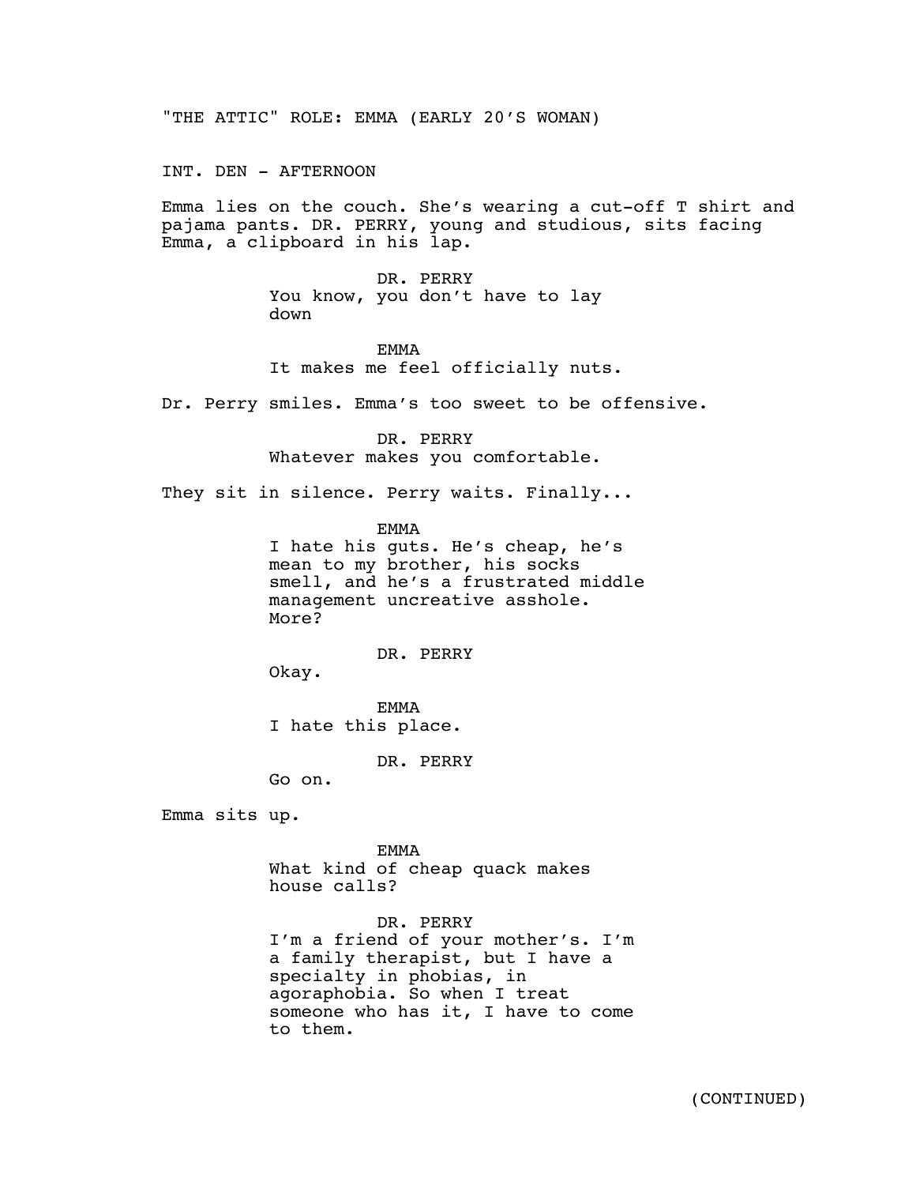"THE ATTIC" ROLE: EMMA (EARLY 20'S WOMAN)

INT. DEN - AFTERNOON

Emma lies on the couch. She's wearing a cut-off T shirt and pajama pants. DR. PERRY, young and studious, sits facing Emma, a clipboard in his lap.

DR. PERRY
You know, you don't have to lay down

EMMA
It makes me feel officially nuts.

Dr. Perry smiles. Emma's too sweet to be offensive.

DR. PERRY
Whatever makes you comfortable.

They sit in silence. Perry waits. Finally...

EMMA
I hate his guts. He's cheap, he's mean to my brother, his socks smell, and he's a frustrated middle management uncreative asshole. More?

DR. PERRY
Okay.

EMMA
I hate this place.

DR. PERRY
Go on.

Emma sits up.

EMMA
What kind of cheap quack makes house calls?

DR. PERRY
I'm a friend of your mother's. I'm a family therapist, but I have a specialty in phobias, in agoraphobia. So when I treat someone who has it, I have to come to them.

(CONTINUED)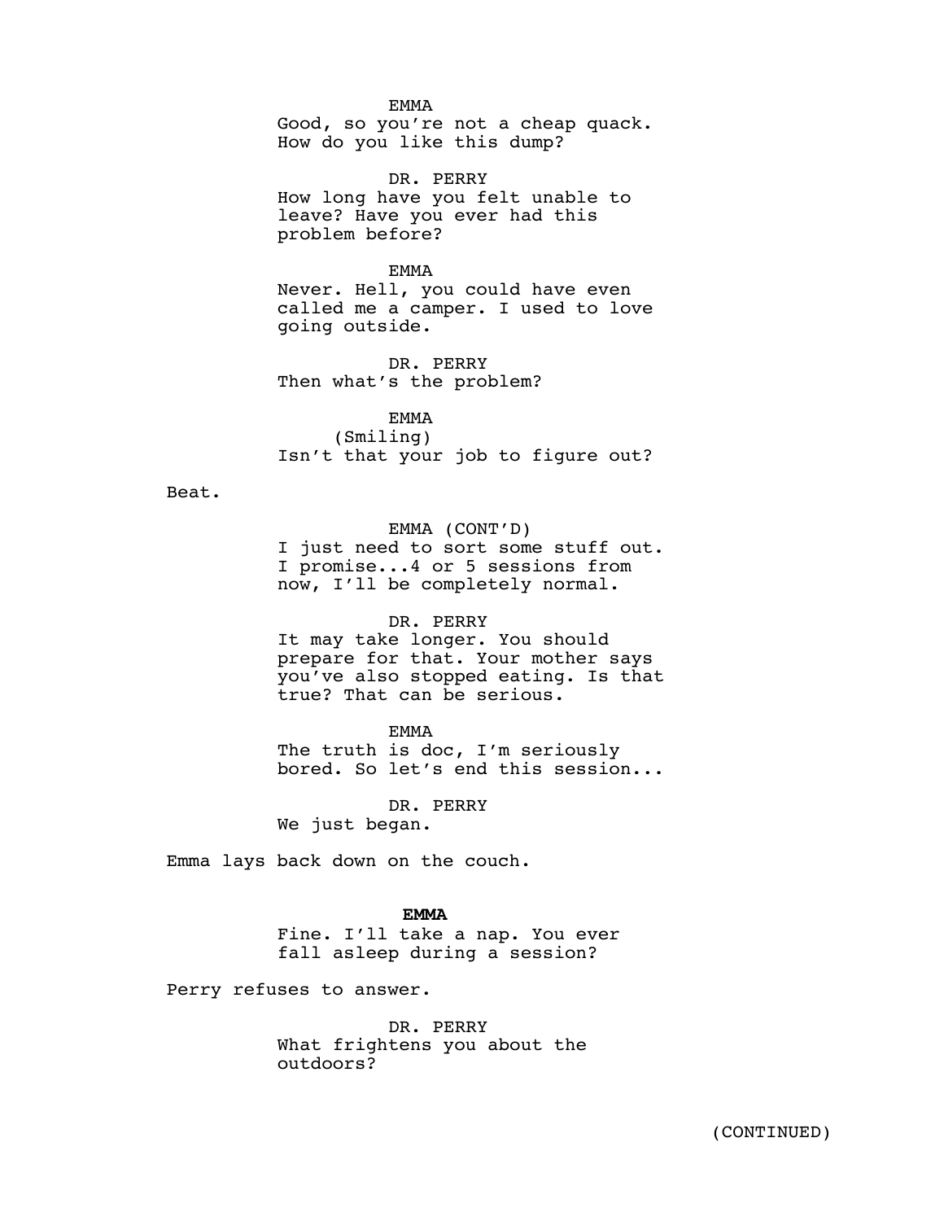EMMA
Good, so you're not a cheap quack. How do you like this dump?

DR. PERRY
How long have you felt unable to leave? Have you ever had this problem before?

EMMA
Never. Hell, you could have even called me a camper. I used to love going outside.

DR. PERRY
Then what's the problem?

EMMA
(Smiling)
Isn't that your job to figure out?

Beat.

EMMA (CONT'D)
I just need to sort some stuff out. I promise...4 or 5 sessions from now, I'll be completely normal.

DR. PERRY
It may take longer. You should prepare for that. Your mother says you've also stopped eating. Is that true? That can be serious.

EMMA
The truth is doc, I'm seriously bored. So let's end this session...

DR. PERRY
We just began.

Emma lays back down on the couch.

**EMMA**
Fine. I'll take a nap. You ever fall asleep during a session?

Perry refuses to answer.

DR. PERRY
What frightens you about the outdoors?

(CONTINUED)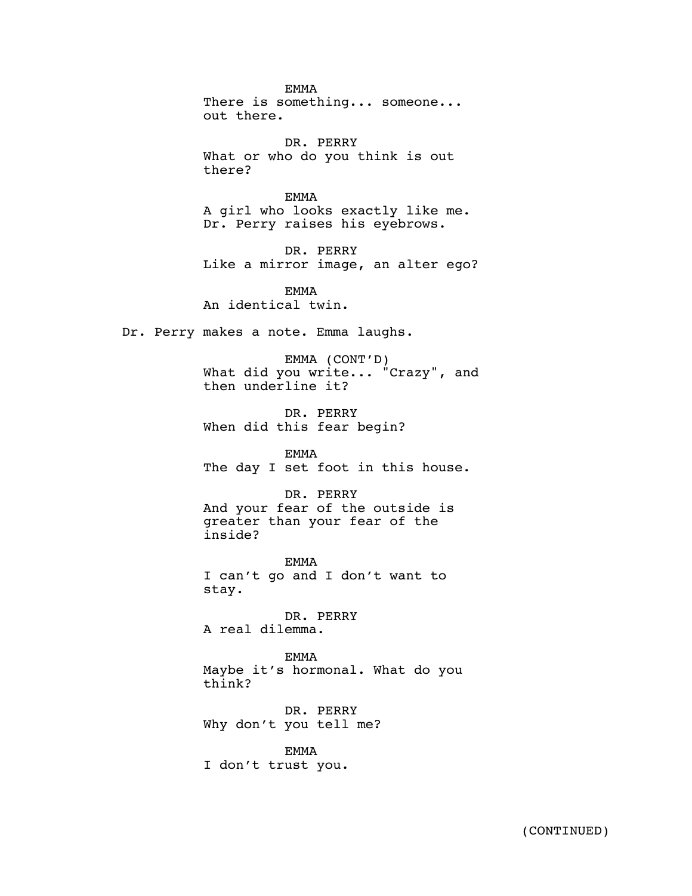EMMA
There is something... someone... out there.

DR. PERRY
What or who do you think is out there?

EMMA
A girl who looks exactly like me.
Dr. Perry raises his eyebrows.

DR. PERRY
Like a mirror image, an alter ego?

EMMA
An identical twin.

Dr. Perry makes a note. Emma laughs.

EMMA (CONT'D)
What did you write... "Crazy", and then underline it?

DR. PERRY
When did this fear begin?

EMMA
The day I set foot in this house.

DR. PERRY
And your fear of the outside is greater than your fear of the inside?

EMMA
I can't go and I don't want to stay.

DR. PERRY
A real dilemma.

EMMA
Maybe it's hormonal. What do you think?

DR. PERRY
Why don't you tell me?

EMMA
I don't trust you.

(CONTINUED)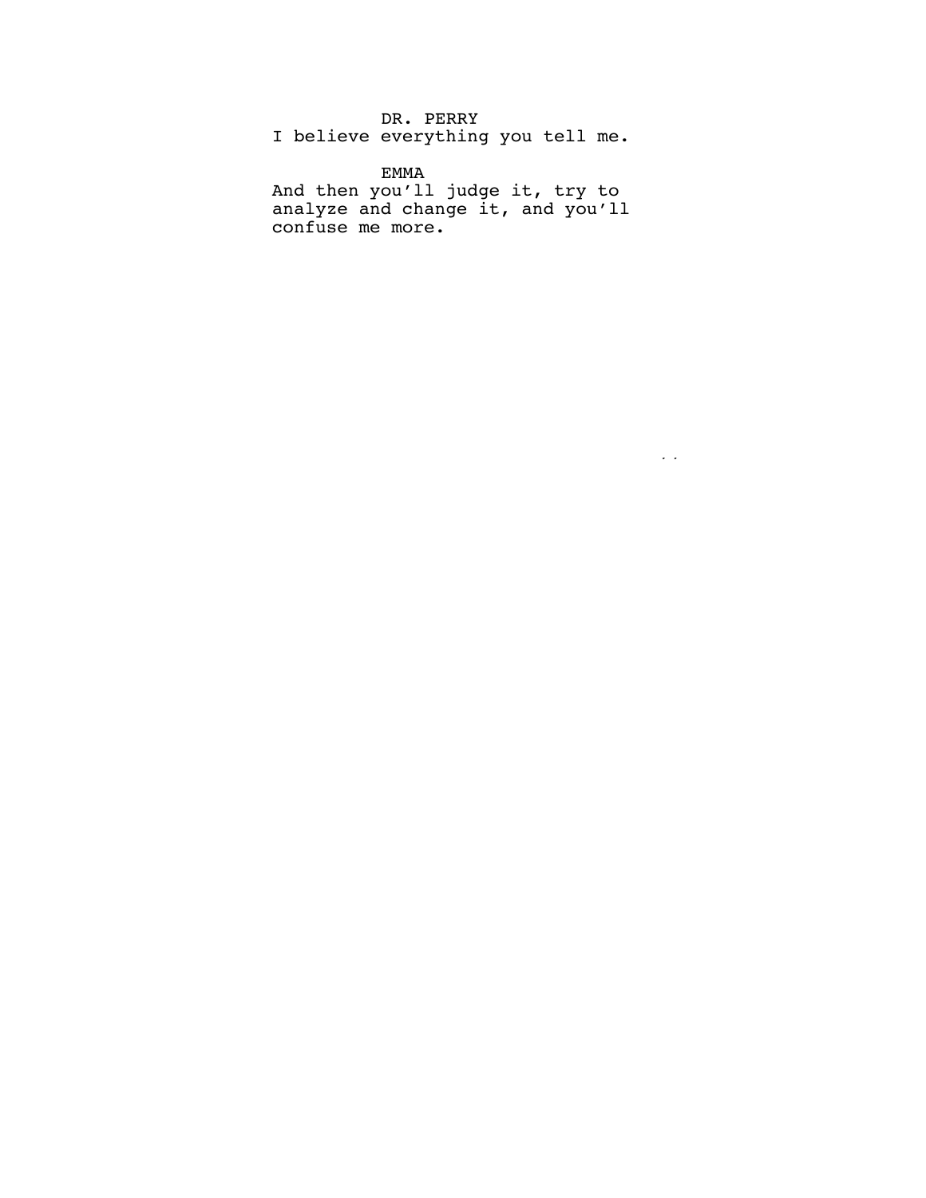DR. PERRY
I believe everything you tell me.

EMMA
And then you'll judge it, try to analyze and change it, and you'll confuse me more.